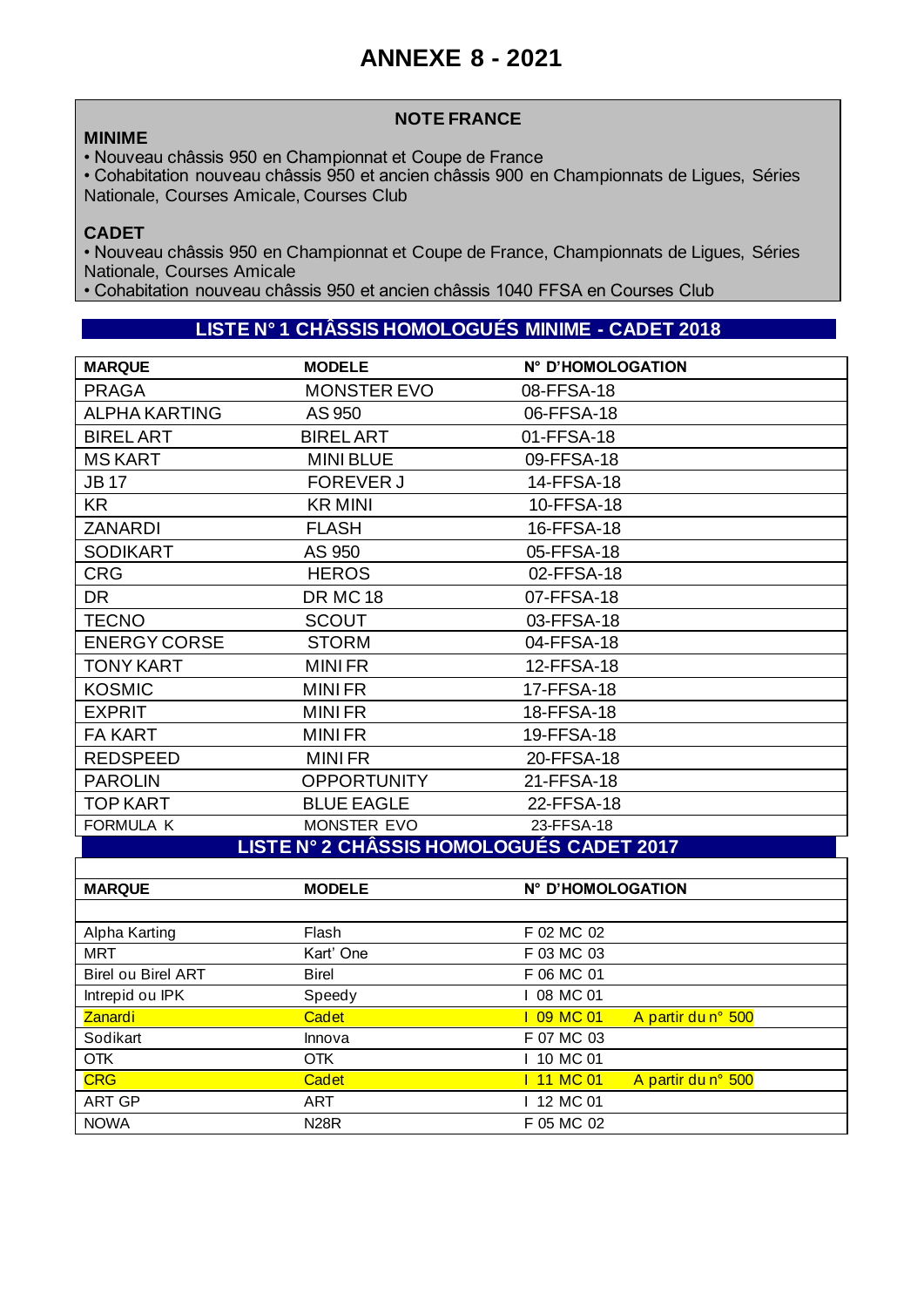# ANNEXE 8 - 2021

**NOTE FRANCE**

**MINIME**

- Nouveau châssis 950 en Championnat et Coupe de France
- Cohabitation nouveau châssis 950 et ancien châssis 900 en Championnats de Ligues, Séries Nationale, Courses Amicale, Courses Club

**CADET**

- Nouveau châssis 950 en Championnat et Coupe de France, Championnats de Ligues, Séries Nationale, Courses Amicale
- Cohabitation nouveau châssis 950 et ancien châssis 1040 FFSA en Courses Club

## LISTE N° 1 CHÂSSIS HOMOLOGUÉS MINIME - CADET 2018

| MARQUE | MODELE | N° D'HOMOLOGATION |
|---|---|---|
| PRAGA | MONSTER EVO | 08-FFSA-18 |
| ALPHA KARTING | AS 950 | 06-FFSA-18 |
| BIREL ART | BIREL ART | 01-FFSA-18 |
| MS KART | MINI BLUE | 09-FFSA-18 |
| JB 17 | FOREVER J | 14-FFSA-18 |
| KR | KR MINI | 10-FFSA-18 |
| ZANARDI | FLASH | 16-FFSA-18 |
| SODIKART | AS 950 | 05-FFSA-18 |
| CRG | HEROS | 02-FFSA-18 |
| DR | DR MC 18 | 07-FFSA-18 |
| TECNO | SCOUT | 03-FFSA-18 |
| ENERGY CORSE | STORM | 04-FFSA-18 |
| TONY KART | MINI FR | 12-FFSA-18 |
| KOSMIC | MINI FR | 17-FFSA-18 |
| EXPRIT | MINI FR | 18-FFSA-18 |
| FA KART | MINI FR | 19-FFSA-18 |
| REDSPEED | MINI FR | 20-FFSA-18 |
| PAROLIN | OPPORTUNITY | 21-FFSA-18 |
| TOP KART | BLUE EAGLE | 22-FFSA-18 |
| FORMULA K | MONSTER EVO | 23-FFSA-18 |

## LISTE N° 2 CHÂSSIS HOMOLOGUÉS CADET 2017

| MARQUE | MODELE | N° D'HOMOLOGATION | |
|---|---|---|---|
| Alpha Karting | Flash | F 02 MC 02 | |
| MRT | Kart' One | F 03 MC 03 | |
| Birel ou Birel ART | Birel | F 06 MC 01 | |
| Intrepid ou IPK | Speedy | I 08 MC 01 | |
| Zanardi | Cadet | I 09 MC 01 | A partir du n° 500 |
| Sodikart | Innova | F 07 MC 03 | |
| OTK | OTK | I 10 MC 01 | |
| CRG | Cadet | I 11 MC 01 | A partir du n° 500 |
| ART GP | ART | I 12 MC 01 | |
| NOWA | N28R | F 05 MC 02 | |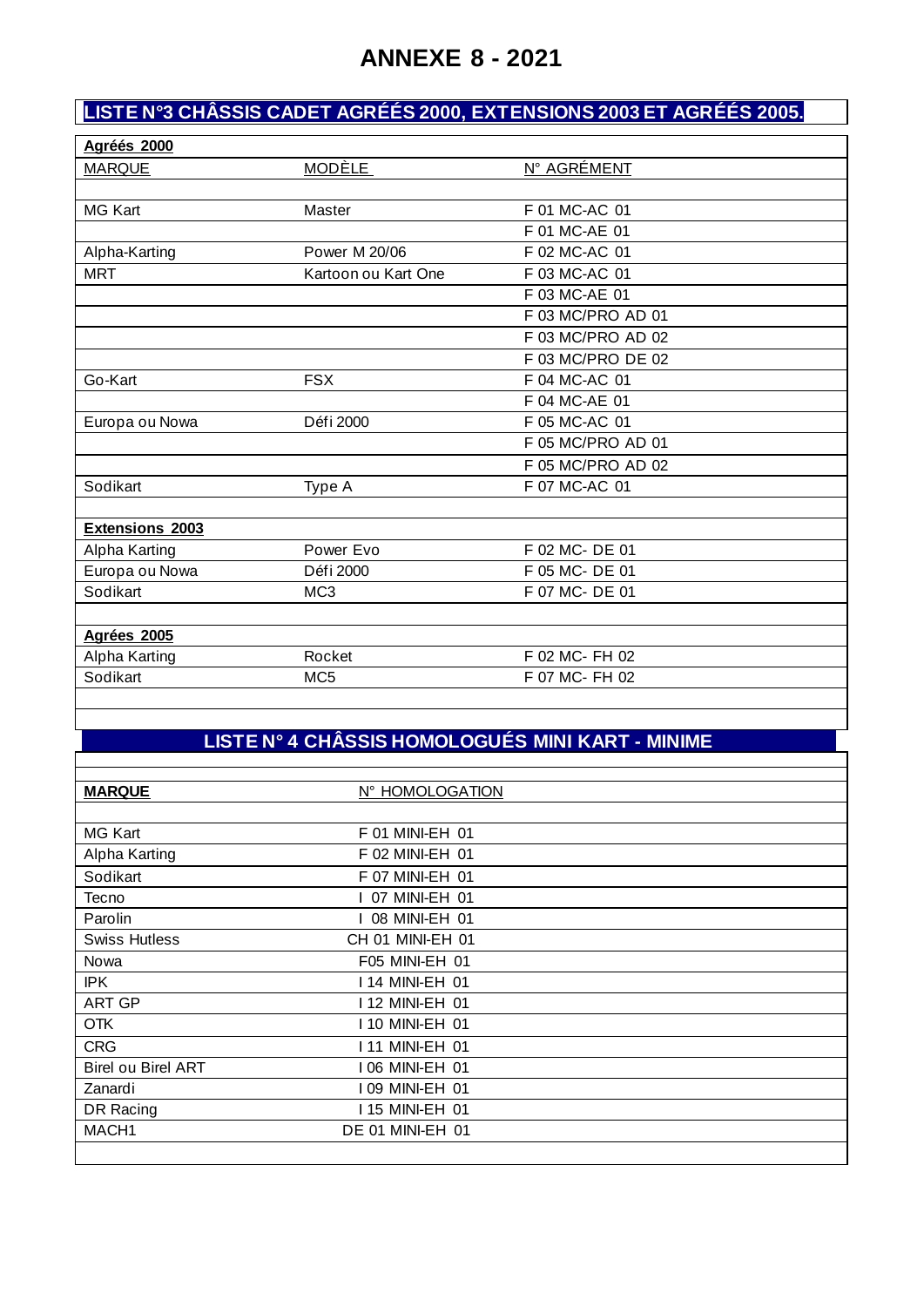# ANNEXE 8 - 2021

## LISTE N°3 CHÂSSIS CADET AGREÉS 2000, EXTENSIONS 2003 ET AGRÉÉS 2005.

| | | |
|---|---|---|
| **Agréés 2000** | | |
| MARQUE | MODÈLE | N° AGRÉMENT |
| | | |
| MG Kart | Master | F 01 MC-AC 01 |
| | | F 01 MC-AE 01 |
| Alpha-Karting | Power M 20/06 | F 02 MC-AC 01 |
| MRT | Kartoon ou Kart One | F 03 MC-AC 01 |
| | | F 03 MC-AE 01 |
| | | F 03 MC/PRO AD 01 |
| | | F 03 MC/PRO AD 02 |
| | | F 03 MC/PRO DE 02 |
| Go-Kart | FSX | F 04 MC-AC 01 |
| | | F 04 MC-AE 01 |
| Europa ou Nowa | Défi 2000 | F 05 MC-AC 01 |
| | | F 05 MC/PRO AD 01 |
| | | F 05 MC/PRO AD 02 |
| Sodikart | Type A | F 07 MC-AC 01 |
| | | |
| **Extensions 2003** | | |
| Alpha Karting | Power Evo | F 02 MC- DE 01 |
| Europa ou Nowa | Défi 2000 | F 05 MC- DE 01 |
| Sodikart | MC3 | F 07 MC- DE 01 |
| | | |
| **Agrées 2005** | | |
| Alpha Karting | Rocket | F 02 MC- FH 02 |
| Sodikart | MC5 | F 07 MC- FH 02 |

## LISTE N° 4 CHÂSSIS HOMOLOGUÉS MINI KART - MINIME

| **MARQUE** | N° HOMOLOGATION |
|---|---|
| MG Kart | F 01 MINI-EH 01 |
| Alpha Karting | F 02 MINI-EH 01 |
| Sodikart | F 07 MINI-EH 01 |
| Tecno | I 07 MINI-EH 01 |
| Parolin | I 08 MINI-EH 01 |
| Swiss Hutless | CH 01 MINI-EH 01 |
| Nowa | F05 MINI-EH 01 |
| IPK | I 14 MINI-EH 01 |
| ART GP | I 12 MINI-EH 01 |
| OTK | I 10 MINI-EH 01 |
| CRG | I 11 MINI-EH 01 |
| Birel ou Birel ART | I 06 MINI-EH 01 |
| Zanardi | I 09 MINI-EH 01 |
| DR Racing | I 15 MINI-EH 01 |
| MACH1 | DE 01 MINI-EH 01 |